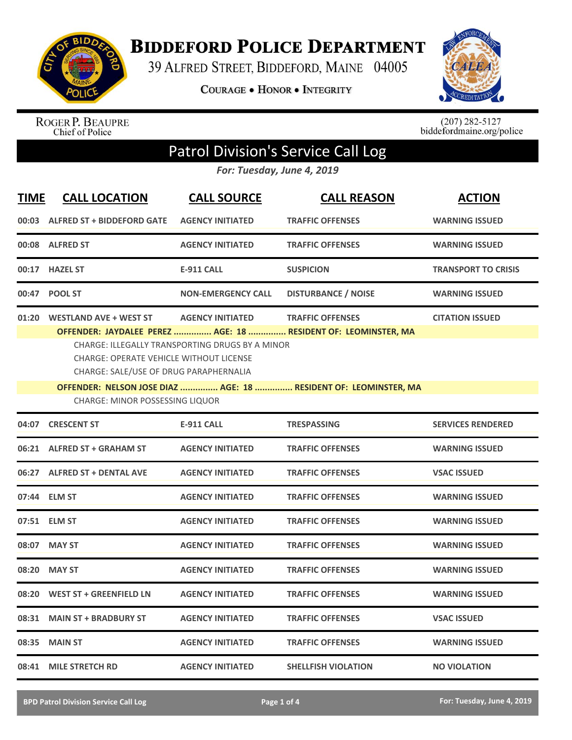# Biddeford Police Department

39 Alfred Street, Biddeford, Maine 04005

**Courage • Honor • Integrity**

Roger P. Beaupre
Chief of Police

(207) 282-5127
biddefordmaine.org/police

## Patrol Division's Service Call Log

*For: Tuesday, June 4, 2019*

| TIME | CALL LOCATION | CALL SOURCE | CALL REASON | ACTION |
|---|---|---|---|---|
| 00:03 | ALFRED ST + BIDDEFORD GATE | AGENCY INITIATED | TRAFFIC OFFENSES | WARNING ISSUED |
| 00:08 | ALFRED ST | AGENCY INITIATED | TRAFFIC OFFENSES | WARNING ISSUED |
| 00:17 | HAZEL ST | E-911 CALL | SUSPICION | TRANSPORT TO CRISIS |
| 00:47 | POOL ST | NON-EMERGENCY CALL | DISTURBANCE / NOISE | WARNING ISSUED |
| 01:20 | WESTLAND AVE + WEST ST | AGENCY INITIATED | TRAFFIC OFFENSES | CITATION ISSUED |

**OFFENDER: JAYDALEE PEREZ ............... AGE: 18 ............... RESIDENT OF: LEOMINSTER, MA**

CHARGE: ILLEGALLY TRANSPORTING DRUGS BY A MINOR
CHARGE: OPERATE VEHICLE WITHOUT LICENSE
CHARGE: SALE/USE OF DRUG PARAPHERNALIA

**OFFENDER: NELSON JOSE DIAZ ............... AGE: 18 ............... RESIDENT OF: LEOMINSTER, MA**

CHARGE: MINOR POSSESSING LIQUOR

| TIME | CALL LOCATION | CALL SOURCE | CALL REASON | ACTION |
|---|---|---|---|---|
| 04:07 | CRESCENT ST | E-911 CALL | TRESPASSING | SERVICES RENDERED |
| 06:21 | ALFRED ST + GRAHAM ST | AGENCY INITIATED | TRAFFIC OFFENSES | WARNING ISSUED |
| 06:27 | ALFRED ST + DENTAL AVE | AGENCY INITIATED | TRAFFIC OFFENSES | VSAC ISSUED |
| 07:44 | ELM ST | AGENCY INITIATED | TRAFFIC OFFENSES | WARNING ISSUED |
| 07:51 | ELM ST | AGENCY INITIATED | TRAFFIC OFFENSES | WARNING ISSUED |
| 08:07 | MAY ST | AGENCY INITIATED | TRAFFIC OFFENSES | WARNING ISSUED |
| 08:20 | MAY ST | AGENCY INITIATED | TRAFFIC OFFENSES | WARNING ISSUED |
| 08:20 | WEST ST + GREENFIELD LN | AGENCY INITIATED | TRAFFIC OFFENSES | WARNING ISSUED |
| 08:31 | MAIN ST + BRADBURY ST | AGENCY INITIATED | TRAFFIC OFFENSES | VSAC ISSUED |
| 08:35 | MAIN ST | AGENCY INITIATED | TRAFFIC OFFENSES | WARNING ISSUED |
| 08:41 | MILE STRETCH RD | AGENCY INITIATED | SHELLFISH VIOLATION | NO VIOLATION |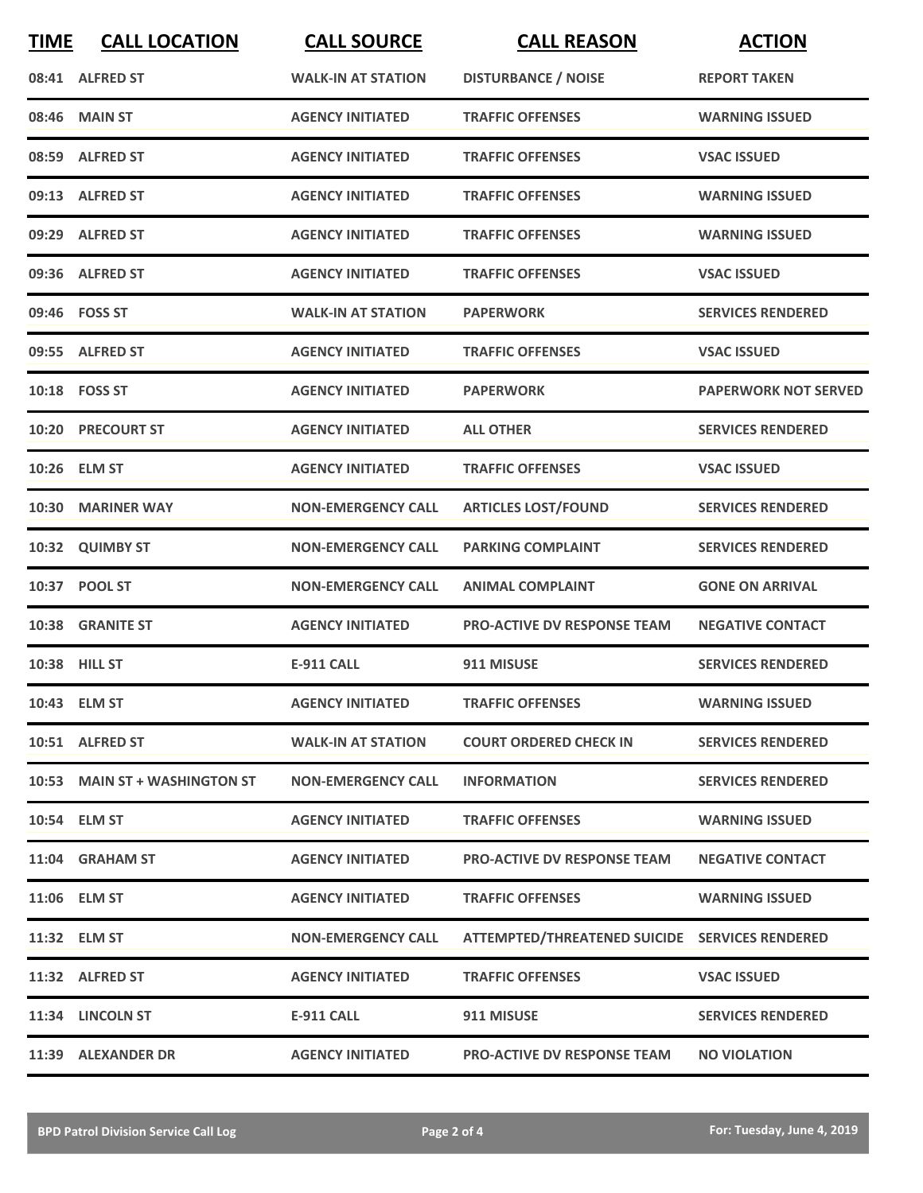| TIME | CALL LOCATION | CALL SOURCE | CALL REASON | ACTION |
| --- | --- | --- | --- | --- |
| 08:41 | ALFRED ST | WALK-IN AT STATION | DISTURBANCE / NOISE | REPORT TAKEN |
| 08:46 | MAIN ST | AGENCY INITIATED | TRAFFIC OFFENSES | WARNING ISSUED |
| 08:59 | ALFRED ST | AGENCY INITIATED | TRAFFIC OFFENSES | VSAC ISSUED |
| 09:13 | ALFRED ST | AGENCY INITIATED | TRAFFIC OFFENSES | WARNING ISSUED |
| 09:29 | ALFRED ST | AGENCY INITIATED | TRAFFIC OFFENSES | WARNING ISSUED |
| 09:36 | ALFRED ST | AGENCY INITIATED | TRAFFIC OFFENSES | VSAC ISSUED |
| 09:46 | FOSS ST | WALK-IN AT STATION | PAPERWORK | SERVICES RENDERED |
| 09:55 | ALFRED ST | AGENCY INITIATED | TRAFFIC OFFENSES | VSAC ISSUED |
| 10:18 | FOSS ST | AGENCY INITIATED | PAPERWORK | PAPERWORK NOT SERVED |
| 10:20 | PRECOURT ST | AGENCY INITIATED | ALL OTHER | SERVICES RENDERED |
| 10:26 | ELM ST | AGENCY INITIATED | TRAFFIC OFFENSES | VSAC ISSUED |
| 10:30 | MARINER WAY | NON-EMERGENCY CALL | ARTICLES LOST/FOUND | SERVICES RENDERED |
| 10:32 | QUIMBY ST | NON-EMERGENCY CALL | PARKING COMPLAINT | SERVICES RENDERED |
| 10:37 | POOL ST | NON-EMERGENCY CALL | ANIMAL COMPLAINT | GONE ON ARRIVAL |
| 10:38 | GRANITE ST | AGENCY INITIATED | PRO-ACTIVE DV RESPONSE TEAM | NEGATIVE CONTACT |
| 10:38 | HILL ST | E-911 CALL | 911 MISUSE | SERVICES RENDERED |
| 10:43 | ELM ST | AGENCY INITIATED | TRAFFIC OFFENSES | WARNING ISSUED |
| 10:51 | ALFRED ST | WALK-IN AT STATION | COURT ORDERED CHECK IN | SERVICES RENDERED |
| 10:53 | MAIN ST + WASHINGTON ST | NON-EMERGENCY CALL | INFORMATION | SERVICES RENDERED |
| 10:54 | ELM ST | AGENCY INITIATED | TRAFFIC OFFENSES | WARNING ISSUED |
| 11:04 | GRAHAM ST | AGENCY INITIATED | PRO-ACTIVE DV RESPONSE TEAM | NEGATIVE CONTACT |
| 11:06 | ELM ST | AGENCY INITIATED | TRAFFIC OFFENSES | WARNING ISSUED |
| 11:32 | ELM ST | NON-EMERGENCY CALL | ATTEMPTED/THREATENED SUICIDE | SERVICES RENDERED |
| 11:32 | ALFRED ST | AGENCY INITIATED | TRAFFIC OFFENSES | VSAC ISSUED |
| 11:34 | LINCOLN ST | E-911 CALL | 911 MISUSE | SERVICES RENDERED |
| 11:39 | ALEXANDER DR | AGENCY INITIATED | PRO-ACTIVE DV RESPONSE TEAM | NO VIOLATION |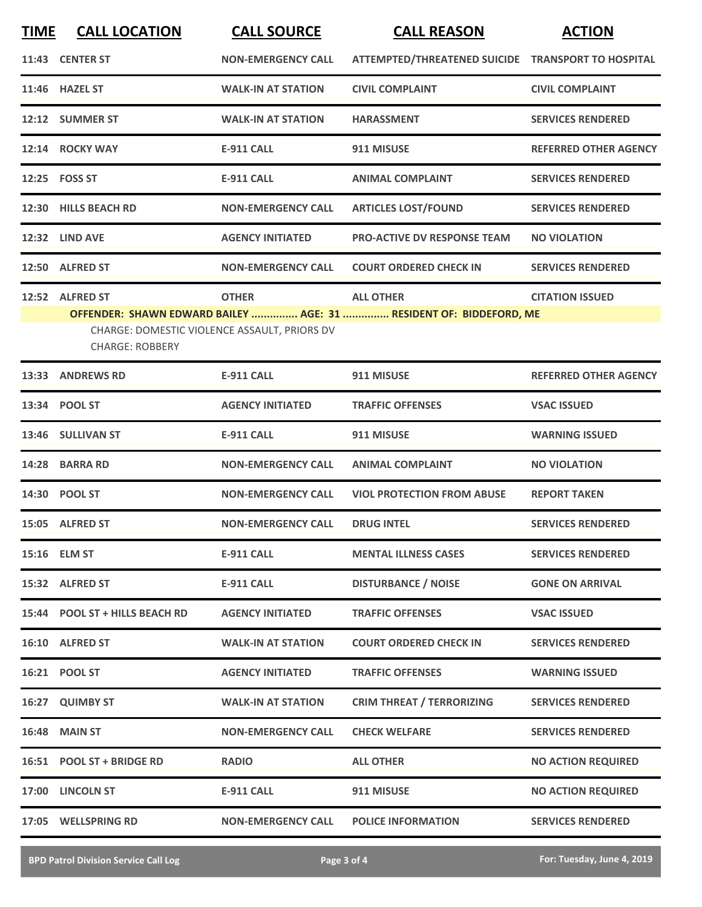| TIME | CALL LOCATION | CALL SOURCE | CALL REASON | ACTION |
|---|---|---|---|---|
| 11:43 | CENTER ST | NON-EMERGENCY CALL | ATTEMPTED/THREATENED SUICIDE | TRANSPORT TO HOSPITAL |
| 11:46 | HAZEL ST | WALK-IN AT STATION | CIVIL COMPLAINT | CIVIL COMPLAINT |
| 12:12 | SUMMER ST | WALK-IN AT STATION | HARASSMENT | SERVICES RENDERED |
| 12:14 | ROCKY WAY | E-911 CALL | 911 MISUSE | REFERRED OTHER AGENCY |
| 12:25 | FOSS ST | E-911 CALL | ANIMAL COMPLAINT | SERVICES RENDERED |
| 12:30 | HILLS BEACH RD | NON-EMERGENCY CALL | ARTICLES LOST/FOUND | SERVICES RENDERED |
| 12:32 | LIND AVE | AGENCY INITIATED | PRO-ACTIVE DV RESPONSE TEAM | NO VIOLATION |
| 12:50 | ALFRED ST | NON-EMERGENCY CALL | COURT ORDERED CHECK IN | SERVICES RENDERED |
| 12:52 | ALFRED ST | OTHER | ALL OTHER | CITATION ISSUED |

**OFFENDER: SHAWN EDWARD BAILEY ............... AGE: 31 ............... RESIDENT OF: BIDDEFORD, ME**

CHARGE: DOMESTIC VIOLENCE ASSAULT, PRIORS DV
CHARGE: ROBBERY

| TIME | CALL LOCATION | CALL SOURCE | CALL REASON | ACTION |
|---|---|---|---|---|
| 13:33 | ANDREWS RD | E-911 CALL | 911 MISUSE | REFERRED OTHER AGENCY |
| 13:34 | POOL ST | AGENCY INITIATED | TRAFFIC OFFENSES | VSAC ISSUED |
| 13:46 | SULLIVAN ST | E-911 CALL | 911 MISUSE | WARNING ISSUED |
| 14:28 | BARRA RD | NON-EMERGENCY CALL | ANIMAL COMPLAINT | NO VIOLATION |
| 14:30 | POOL ST | NON-EMERGENCY CALL | VIOL PROTECTION FROM ABUSE | REPORT TAKEN |
| 15:05 | ALFRED ST | NON-EMERGENCY CALL | DRUG INTEL | SERVICES RENDERED |
| 15:16 | ELM ST | E-911 CALL | MENTAL ILLNESS CASES | SERVICES RENDERED |
| 15:32 | ALFRED ST | E-911 CALL | DISTURBANCE / NOISE | GONE ON ARRIVAL |
| 15:44 | POOL ST + HILLS BEACH RD | AGENCY INITIATED | TRAFFIC OFFENSES | VSAC ISSUED |
| 16:10 | ALFRED ST | WALK-IN AT STATION | COURT ORDERED CHECK IN | SERVICES RENDERED |
| 16:21 | POOL ST | AGENCY INITIATED | TRAFFIC OFFENSES | WARNING ISSUED |
| 16:27 | QUIMBY ST | WALK-IN AT STATION | CRIM THREAT / TERRORIZING | SERVICES RENDERED |
| 16:48 | MAIN ST | NON-EMERGENCY CALL | CHECK WELFARE | SERVICES RENDERED |
| 16:51 | POOL ST + BRIDGE RD | RADIO | ALL OTHER | NO ACTION REQUIRED |
| 17:00 | LINCOLN ST | E-911 CALL | 911 MISUSE | NO ACTION REQUIRED |
| 17:05 | WELLSPRING RD | NON-EMERGENCY CALL | POLICE INFORMATION | SERVICES RENDERED |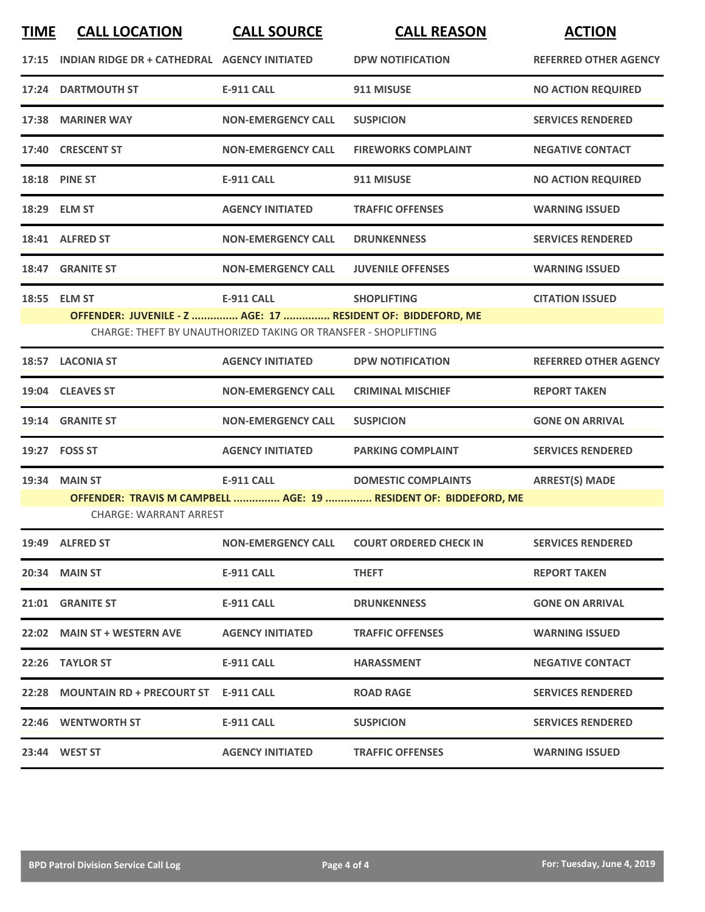| TIME | CALL LOCATION | CALL SOURCE | CALL REASON | ACTION |
|---|---|---|---|---|
| 17:15 | INDIAN RIDGE DR + CATHEDRAL | AGENCY INITIATED | DPW NOTIFICATION | REFERRED OTHER AGENCY |
| 17:24 | DARTMOUTH ST | E-911 CALL | 911 MISUSE | NO ACTION REQUIRED |
| 17:38 | MARINER WAY | NON-EMERGENCY CALL | SUSPICION | SERVICES RENDERED |
| 17:40 | CRESCENT ST | NON-EMERGENCY CALL | FIREWORKS COMPLAINT | NEGATIVE CONTACT |
| 18:18 | PINE ST | E-911 CALL | 911 MISUSE | NO ACTION REQUIRED |
| 18:29 | ELM ST | AGENCY INITIATED | TRAFFIC OFFENSES | WARNING ISSUED |
| 18:41 | ALFRED ST | NON-EMERGENCY CALL | DRUNKENNESS | SERVICES RENDERED |
| 18:47 | GRANITE ST | NON-EMERGENCY CALL | JUVENILE OFFENSES | WARNING ISSUED |
| 18:55 | ELM ST | E-911 CALL | SHOPLIFTING | CITATION ISSUED |

**OFFENDER: JUVENILE - Z ............... AGE: 17 ............... RESIDENT OF: BIDDEFORD, ME**

CHARGE: THEFT BY UNAUTHORIZED TAKING OR TRANSFER - SHOPLIFTING

| TIME | CALL LOCATION | CALL SOURCE | CALL REASON | ACTION |
|---|---|---|---|---|
| 18:57 | LACONIA ST | AGENCY INITIATED | DPW NOTIFICATION | REFERRED OTHER AGENCY |
| 19:04 | CLEAVES ST | NON-EMERGENCY CALL | CRIMINAL MISCHIEF | REPORT TAKEN |
| 19:14 | GRANITE ST | NON-EMERGENCY CALL | SUSPICION | GONE ON ARRIVAL |
| 19:27 | FOSS ST | AGENCY INITIATED | PARKING COMPLAINT | SERVICES RENDERED |
| 19:34 | MAIN ST | E-911 CALL | DOMESTIC COMPLAINTS | ARREST(S) MADE |

**OFFENDER: TRAVIS M CAMPBELL ............... AGE: 19 ............... RESIDENT OF: BIDDEFORD, ME**

CHARGE: WARRANT ARREST

| TIME | CALL LOCATION | CALL SOURCE | CALL REASON | ACTION |
|---|---|---|---|---|
| 19:49 | ALFRED ST | NON-EMERGENCY CALL | COURT ORDERED CHECK IN | SERVICES RENDERED |
| 20:34 | MAIN ST | E-911 CALL | THEFT | REPORT TAKEN |
| 21:01 | GRANITE ST | E-911 CALL | DRUNKENNESS | GONE ON ARRIVAL |
| 22:02 | MAIN ST + WESTERN AVE | AGENCY INITIATED | TRAFFIC OFFENSES | WARNING ISSUED |
| 22:26 | TAYLOR ST | E-911 CALL | HARASSMENT | NEGATIVE CONTACT |
| 22:28 | MOUNTAIN RD + PRECOURT ST | E-911 CALL | ROAD RAGE | SERVICES RENDERED |
| 22:46 | WENTWORTH ST | E-911 CALL | SUSPICION | SERVICES RENDERED |
| 23:44 | WEST ST | AGENCY INITIATED | TRAFFIC OFFENSES | WARNING ISSUED |